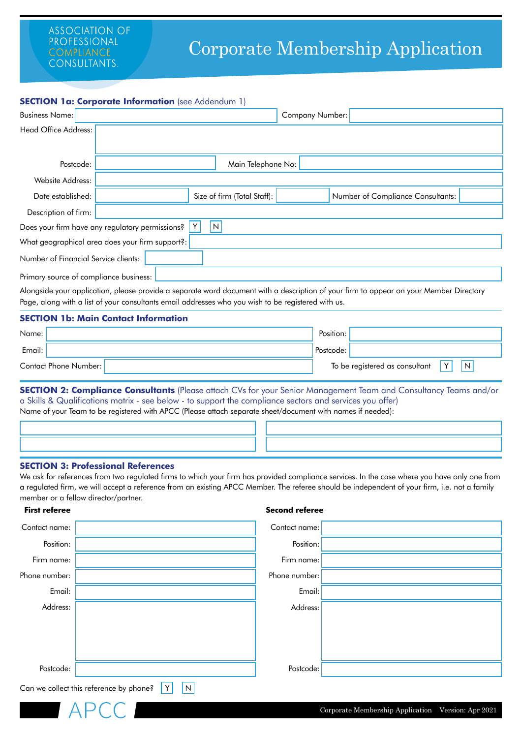ASSOCIATION OF PROFESSIONAL COMPLIANCE CONSULTANTS.

# Corporate Membership Application

## SECTION 1a: Corporate Information (see Addendum 1)

Business Name: 

Company Number: 

Head Office Address: 

Postcode: 

Main Telephone No: 

Website Address: 

Date established: 

Size of firm (Total Staff): 

Number of Compliance Consultants: 

Description of firm: 

Does your firm have any regulatory permissions? Y N

What geographical area does your firm support?: 

Number of Financial Service clients: 

Primary source of compliance business: 

Alongside your application, please provide a separate word document with a description of your firm to appear on your Member Directory Page, along with a list of your consultants email addresses who you wish to be registered with us.

## SECTION 1b: Main Contact Information

Name: 

Position: 

Email: 

Postcode: 

Contact Phone Number: 

To be registered as consultant Y N

## SECTION 2: Compliance Consultants (Please attach CVs for your Senior Management Team and Consultancy Teams and/or a Skills & Qualifications matrix - see below - to support the compliance sectors and services you offer)

Name of your Team to be registered with APCC (Please attach separate sheet/document with names if needed):

| | |
|---|---|
| | |
| | |

## SECTION 3: Professional References

We ask for references from two regulated firms to which your firm has provided compliance services. In the case where you have only one from a regulated firm, we will accept a reference from an existing APCC Member. The referee should be independent of your firm, i.e. not a family member or a fellow director/partner.

| | First referee | Second referee |
|---|---|---|
| Contact name: | | |
| Position: | | |
| Firm name: | | |
| Phone number: | | |
| Email: | | |
| Address: | | |
| Postcode: | | |

Can we collect this reference by phone? Y N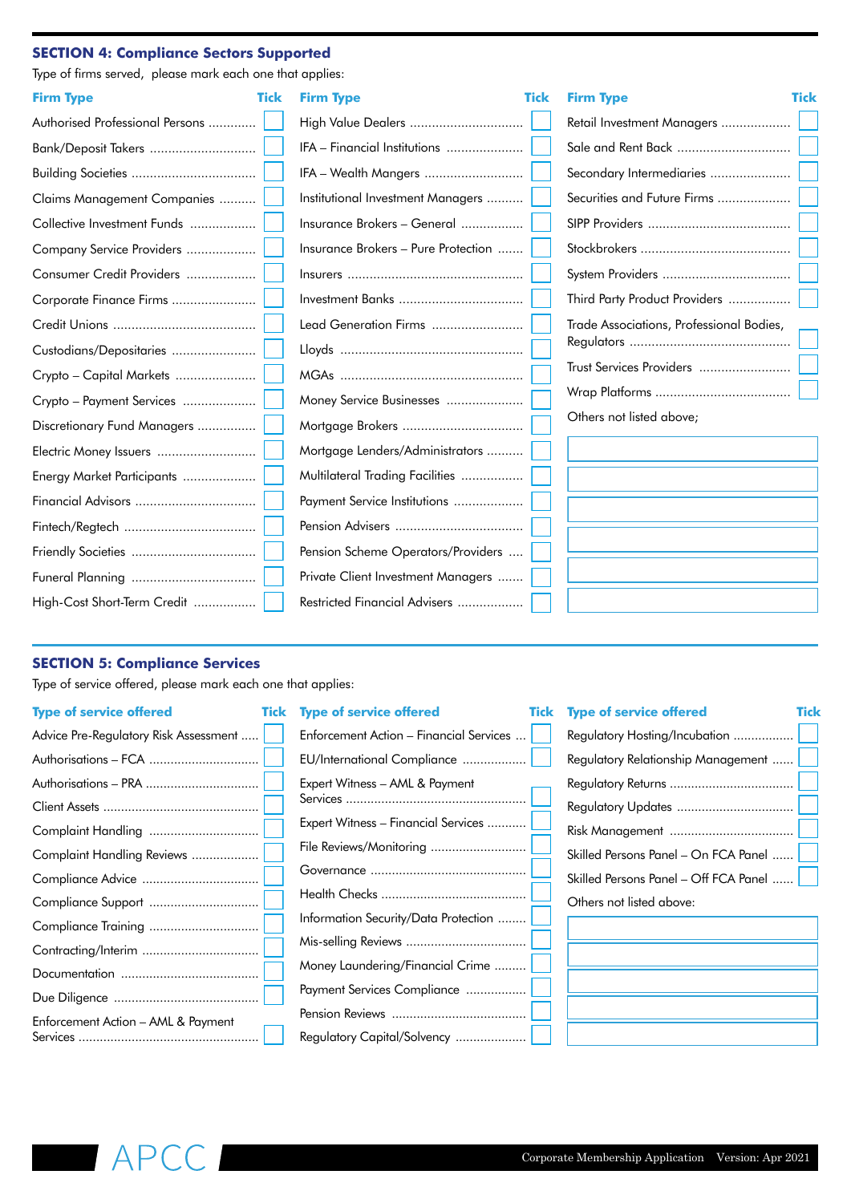## SECTION 4: Compliance Sectors Supported

Type of firms served, please mark each one that applies:

| Firm Type | Tick | Firm Type | Tick | Firm Type | Tick |
|---|---|---|---|---|---|
| Authorised Professional Persons | | High Value Dealers | | Retail Investment Managers | |
| Bank/Deposit Takers | | IFA – Financial Institutions | | Sale and Rent Back | |
| Building Societies | | IFA – Wealth Mangers | | Secondary Intermediaries | |
| Claims Management Companies | | Institutional Investment Managers | | Securities and Future Firms | |
| Collective Investment Funds | | Insurance Brokers – General | | SIPP Providers | |
| Company Service Providers | | Insurance Brokers – Pure Protection | | Stockbrokers | |
| Consumer Credit Providers | | Insurers | | System Providers | |
| Corporate Finance Firms | | Investment Banks | | Third Party Product Providers | |
| Credit Unions | | Lead Generation Firms | | Trade Associations, Professional Bodies, Regulators | |
| Custodians/Depositaries | | Lloyds | | Trust Services Providers | |
| Crypto – Capital Markets | | MGAs | | Wrap Platforms | |
| Crypto – Payment Services | | Money Service Businesses | | Others not listed above; | |
| Discretionary Fund Managers | | Mortgage Brokers | | | |
| Electric Money Issuers | | Mortgage Lenders/Administrators | | | |
| Energy Market Participants | | Multilateral Trading Facilities | | | |
| Financial Advisors | | Payment Service Institutions | | | |
| Fintech/Regtech | | Pension Advisers | | | |
| Friendly Societies | | Pension Scheme Operators/Providers | | | |
| Funeral Planning | | Private Client Investment Managers | | | |
| High-Cost Short-Term Credit | | Restricted Financial Advisers | | | |

## SECTION 5: Compliance Services

Type of service offered, please mark each one that applies:

| Type of service offered | Tick | Type of service offered | Tick | Type of service offered | Tick |
|---|---|---|---|---|---|
| Advice Pre-Regulatory Risk Assessment | | Enforcement Action – Financial Services | | Regulatory Hosting/Incubation | |
| Authorisations – FCA | | EU/International Compliance | | Regulatory Relationship Management | |
| Authorisations – PRA | | Expert Witness – AML & Payment Services | | Regulatory Returns | |
| Client Assets | | Expert Witness – Financial Services | | Regulatory Updates | |
| Complaint Handling | | File Reviews/Monitoring | | Risk Management | |
| Complaint Handling Reviews | | Governance | | Skilled Persons Panel – On FCA Panel | |
| Compliance Advice | | Health Checks | | Skilled Persons Panel – Off FCA Panel | |
| Compliance Support | | Information Security/Data Protection | | Others not listed above: | |
| Compliance Training | | Mis-selling Reviews | | | |
| Contracting/Interim | | Money Laundering/Financial Crime | | | |
| Documentation | | Payment Services Compliance | | | |
| Due Diligence | | Pension Reviews | | | |
| Enforcement Action – AML & Payment Services | | Regulatory Capital/Solvency | | | |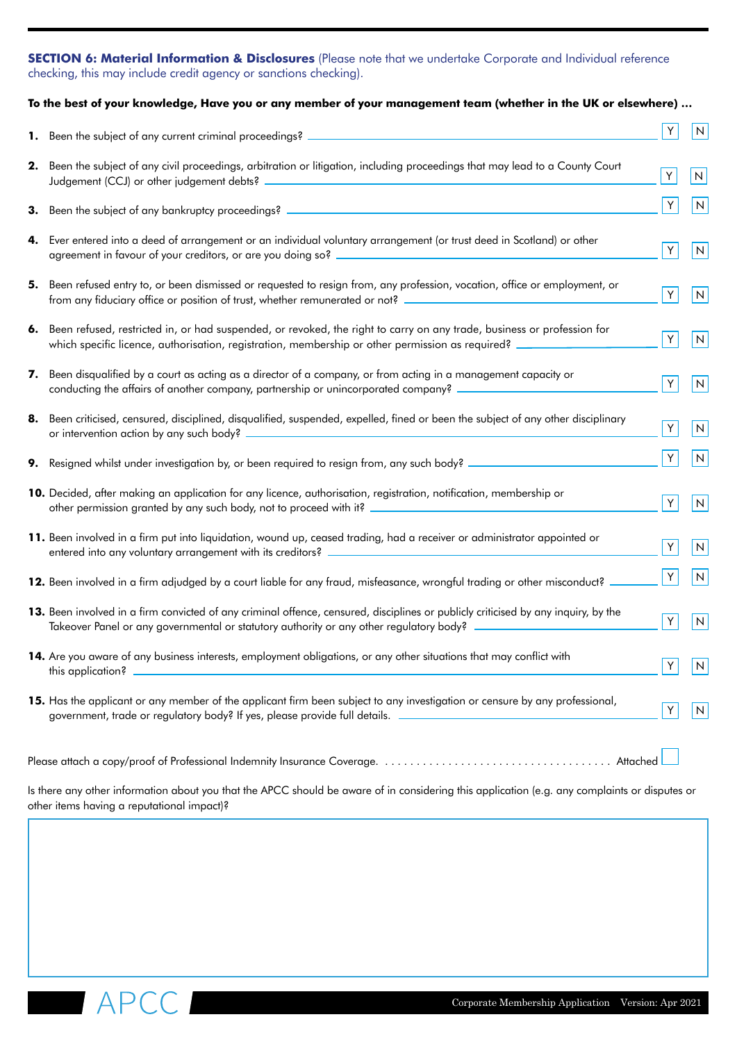**SECTION 6: Material Information & Disclosures** (Please note that we undertake Corporate and Individual reference checking, this may include credit agency or sanctions checking).

**To the best of your knowledge, Have you or any member of your management team (whether in the UK or elsewhere) …**

1. Been the subject of any current criminal proceedings? Y N
2. Been the subject of any civil proceedings, arbitration or litigation, including proceedings that may lead to a County Court Judgement (CCJ) or other judgement debts? Y N
3. Been the subject of any bankruptcy proceedings? Y N
4. Ever entered into a deed of arrangement or an individual voluntary arrangement (or trust deed in Scotland) or other agreement in favour of your creditors, or are you doing so? Y N
5. Been refused entry to, or been dismissed or requested to resign from, any profession, vocation, office or employment, or from any fiduciary office or position of trust, whether remunerated or not? Y N
6. Been refused, restricted in, or had suspended, or revoked, the right to carry on any trade, business or profession for which specific licence, authorisation, registration, membership or other permission as required? Y N
7. Been disqualified by a court as acting as a director of a company, or from acting in a management capacity or conducting the affairs of another company, partnership or unincorporated company? Y N
8. Been criticised, censured, disciplined, disqualified, suspended, expelled, fined or been the subject of any other disciplinary or intervention action by any such body? Y N
9. Resigned whilst under investigation by, or been required to resign from, any such body? Y N
10. Decided, after making an application for any licence, authorisation, registration, notification, membership or other permission granted by any such body, not to proceed with it? Y N
11. Been involved in a firm put into liquidation, wound up, ceased trading, had a receiver or administrator appointed or entered into any voluntary arrangement with its creditors? Y N
12. Been involved in a firm adjudged by a court liable for any fraud, misfeasance, wrongful trading or other misconduct? Y N
13. Been involved in a firm convicted of any criminal offence, censured, disciplines or publicly criticised by any inquiry, by the Takeover Panel or any governmental or statutory authority or any other regulatory body? Y N
14. Are you aware of any business interests, employment obligations, or any other situations that may conflict with this application? Y N
15. Has the applicant or any member of the applicant firm been subject to any investigation or censure by any professional, government, trade or regulatory body? If yes, please provide full details. Y N

Please attach a copy/proof of Professional Indemnity Insurance Coverage. . . . . . . . . . . . . . . . . . . . . . . . . . . . . . . . . . . . Attached ☐

Is there any other information about you that the APCC should be aware of in considering this application (e.g. any complaints or disputes or other items having a reputational impact)?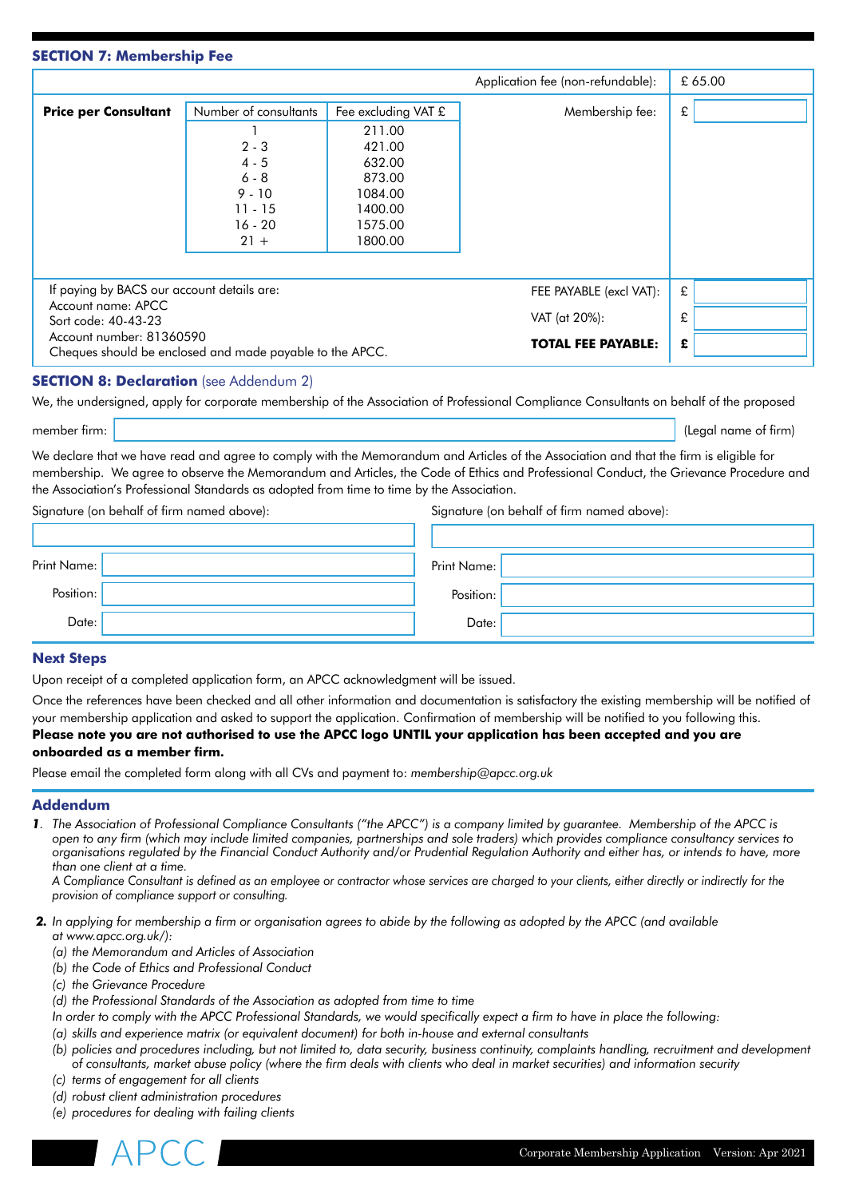## SECTION 7: Membership Fee

| | | | Application fee (non-refundable): | £ 65.00 |
|---|---|---|---|---|
| **Price per Consultant** | Number of consultants | Fee excluding VAT £ | Membership fee: | £ |
| | 1 | 211.00 | | |
| | 2 - 3 | 421.00 | | |
| | 4 - 5 | 632.00 | | |
| | 6 - 8 | 873.00 | | |
| | 9 - 10 | 1084.00 | | |
| | 11 - 15 | 1400.00 | | |
| | 16 - 20 | 1575.00 | | |
| | 21 + | 1800.00 | | |

If paying by BACS our account details are:
Account name: APCC
Sort code: 40-43-23
Account number: 81360590
Cheques should be enclosed and made payable to the APCC.

| | |
|---|---|
| FEE PAYABLE (excl VAT): | £ |
| VAT (at 20%): | £ |
| **TOTAL FEE PAYABLE:** | **£** |

## SECTION 8: Declaration (see Addendum 2)

We, the undersigned, apply for corporate membership of the Association of Professional Compliance Consultants on behalf of the proposed

member firm: _______________ (Legal name of firm)

We declare that we have read and agree to comply with the Memorandum and Articles of the Association and that the firm is eligible for membership. We agree to observe the Memorandum and Articles, the Code of Ethics and Professional Conduct, the Grievance Procedure and the Association's Professional Standards as adopted from time to time by the Association.

| Signature (on behalf of firm named above): | Signature (on behalf of firm named above): |
|---|---|
| | |
| Print Name: | Print Name: |
| Position: | Position: |
| Date: | Date: |

## Next Steps

Upon receipt of a completed application form, an APCC acknowledgment will be issued.

Once the references have been checked and all other information and documentation is satisfactory the existing membership will be notified of your membership application and asked to support the application. Confirmation of membership will be notified to you following this.

**Please note you are not authorised to use the APCC logo UNTIL your application has been accepted and you are onboarded as a member firm.**

Please email the completed form along with all CVs and payment to: *membership@apcc.org.uk*

## Addendum

1. *The Association of Professional Compliance Consultants ("the APCC") is a company limited by guarantee. Membership of the APCC is open to any firm (which may include limited companies, partnerships and sole traders) which provides compliance consultancy services to organisations regulated by the Financial Conduct Authority and/or Prudential Regulation Authority and either has, or intends to have, more than one client at a time.*

   *A Compliance Consultant is defined as an employee or contractor whose services are charged to your clients, either directly or indirectly for the provision of compliance support or consulting.*

2. *In applying for membership a firm or organisation agrees to abide by the following as adopted by the APCC (and available at www.apcc.org.uk/):*
   *(a) the Memorandum and Articles of Association*
   *(b) the Code of Ethics and Professional Conduct*
   *(c) the Grievance Procedure*
   *(d) the Professional Standards of the Association as adopted from time to time*

   *In order to comply with the APCC Professional Standards, we would specifically expect a firm to have in place the following:*
   *(a) skills and experience matrix (or equivalent document) for both in-house and external consultants*
   *(b) policies and procedures including, but not limited to, data security, business continuity, complaints handling, recruitment and development of consultants, market abuse policy (where the firm deals with clients who deal in market securities) and information security*
   *(c) terms of engagement for all clients*
   *(d) robust client administration procedures*
   *(e) procedures for dealing with failing clients*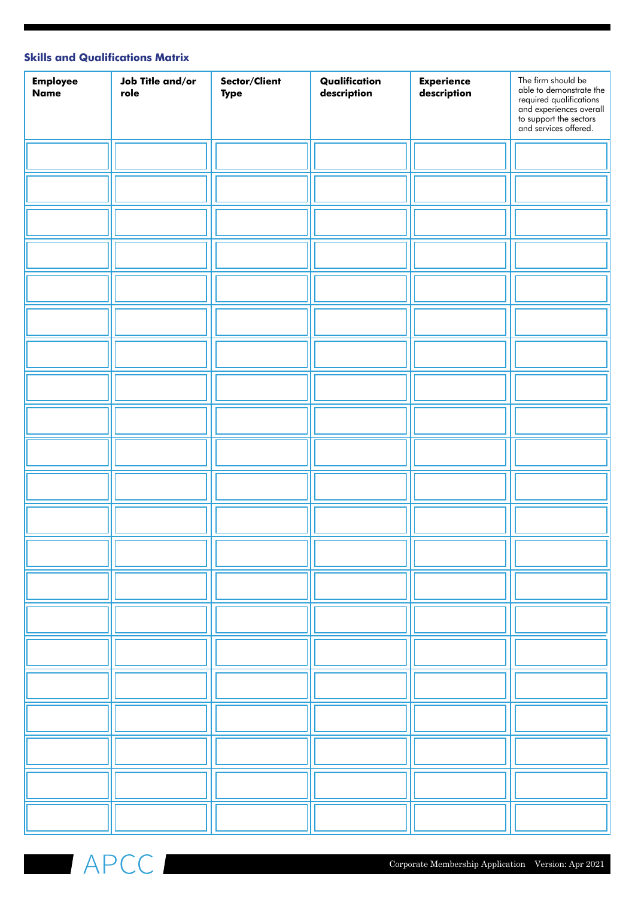### Skills and Qualifications Matrix

| Employee Name | Job Title and/or role | Sector/Client Type | Qualification description | Experience description | The firm should be able to demonstrate the required qualifications and experiences overall to support the sectors and services offered. |
|---|---|---|---|---|---|
| | | | | | |
| | | | | | |
| | | | | | |
| | | | | | |
| | | | | | |
| | | | | | |
| | | | | | |
| | | | | | |
| | | | | | |
| | | | | | |
| | | | | | |
| | | | | | |
| | | | | | |
| | | | | | |
| | | | | | |
| | | | | | |
| | | | | | |
| | | | | | |
| | | | | | |
| | | | | | |
| | | | | | |